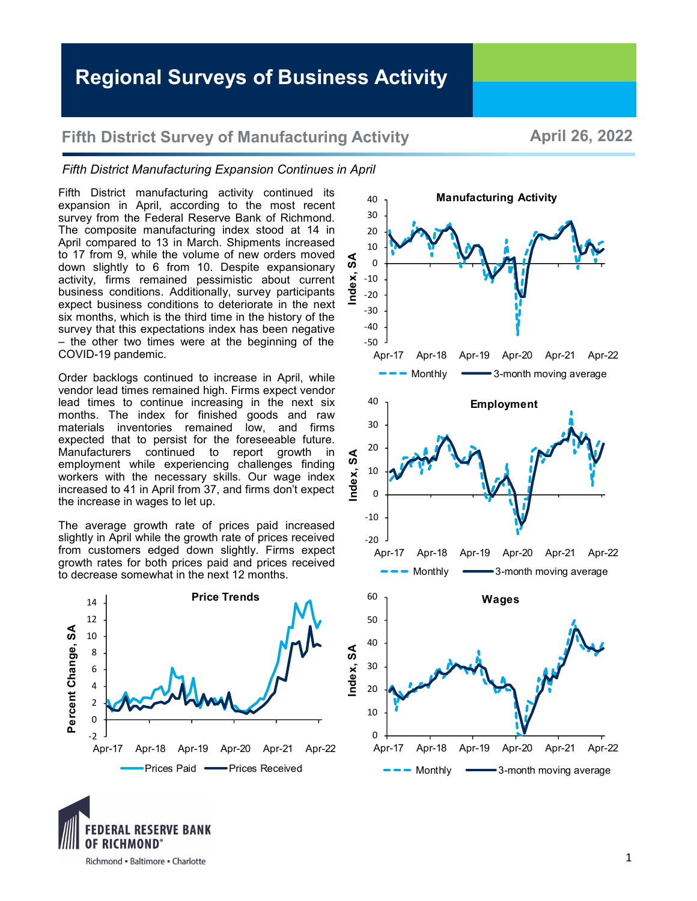# Regional Surveys of Business Activity

## Fifth District Survey of Manufacturing Activity

**April 26, 2022**

*Fifth District Manufacturing Expansion Continues in April*

Fifth District manufacturing activity continued its expansion in April, according to the most recent survey from the Federal Reserve Bank of Richmond. The composite manufacturing index stood at 14 in April compared to 13 in March. Shipments increased to 17 from 9, while the volume of new orders moved down slightly to 6 from 10. Despite expansionary activity, firms remained pessimistic about current business conditions. Additionally, survey participants expect business conditions to deteriorate in the next six months, which is the third time in the history of the survey that this expectations index has been negative – the other two times were at the beginning of the COVID-19 pandemic.

Order backlogs continued to increase in April, while vendor lead times remained high. Firms expect vendor lead times to continue increasing in the next six months. The index for finished goods and raw materials inventories remained low, and firms expected that to persist for the foreseeable future. Manufacturers continued to report growth in employment while experiencing challenges finding workers with the necessary skills. Our wage index increased to 41 in April from 37, and firms don't expect the increase in wages to let up.

The average growth rate of prices paid increased slightly in April while the growth rate of prices received from customers edged down slightly. Firms expect growth rates for both prices paid and prices received to decrease somewhat in the next 12 months.

**Manufacturing Activity**

Index, SA — Monthly; 3-month moving average (Apr-17 to Apr-22)

**Employment**

Index, SA — Monthly; 3-month moving average (Apr-17 to Apr-22)

**Price Trends**

Percent Change, SA — Prices Paid; Prices Received (Apr-17 to Apr-22)

**Wages**

Index, SA — Monthly; 3-month moving average (Apr-17 to Apr-22)

FEDERAL RESERVE BANK OF RICHMOND
Richmond • Baltimore • Charlotte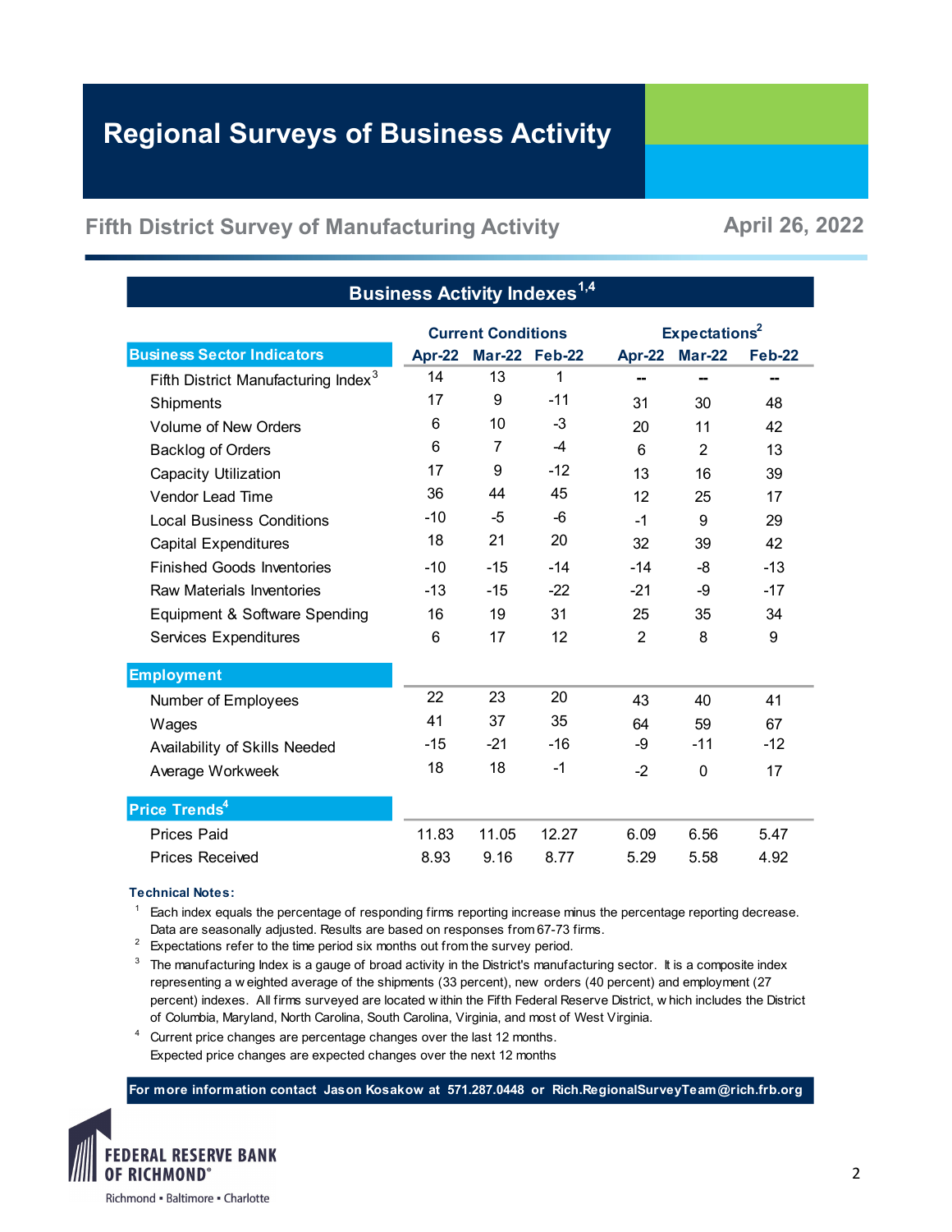# Regional Surveys of Business Activity

## Fifth District Survey of Manufacturing Activity

April 26, 2022

### Business Activity Indexes[1,4]

| Business Sector Indicators | Current Conditions | | | Expectations[2] | | |
|---|---|---|---|---|---|---|
| | Apr-22 | Mar-22 | Feb-22 | Apr-22 | Mar-22 | Feb-22 |
| Fifth District Manufacturing Index[3] | 14 | 13 | 1 | -- | -- | -- |
| Shipments | 17 | 9 | -11 | 31 | 30 | 48 |
| Volume of New Orders | 6 | 10 | -3 | 20 | 11 | 42 |
| Backlog of Orders | 6 | 7 | -4 | 6 | 2 | 13 |
| Capacity Utilization | 17 | 9 | -12 | 13 | 16 | 39 |
| Vendor Lead Time | 36 | 44 | 45 | 12 | 25 | 17 |
| Local Business Conditions | -10 | -5 | -6 | -1 | 9 | 29 |
| Capital Expenditures | 18 | 21 | 20 | 32 | 39 | 42 |
| Finished Goods Inventories | -10 | -15 | -14 | -14 | -8 | -13 |
| Raw Materials Inventories | -13 | -15 | -22 | -21 | -9 | -17 |
| Equipment & Software Spending | 16 | 19 | 31 | 25 | 35 | 34 |
| Services Expenditures | 6 | 17 | 12 | 2 | 8 | 9 |
| **Employment** | | | | | | |
| Number of Employees | 22 | 23 | 20 | 43 | 40 | 41 |
| Wages | 41 | 37 | 35 | 64 | 59 | 67 |
| Availability of Skills Needed | -15 | -21 | -16 | -9 | -11 | -12 |
| Average Workweek | 18 | 18 | -1 | -2 | 0 | 17 |
| **Price Trends[4]** | | | | | | |
| Prices Paid | 11.83 | 11.05 | 12.27 | 6.09 | 6.56 | 5.47 |
| Prices Received | 8.93 | 9.16 | 8.77 | 5.29 | 5.58 | 4.92 |

**Technical Notes:**

1. Each index equals the percentage of responding firms reporting increase minus the percentage reporting decrease. Data are seasonally adjusted. Results are based on responses from 67-73 firms.
2. Expectations refer to the time period six months out from the survey period.
3. The manufacturing Index is a gauge of broad activity in the District's manufacturing sector. It is a composite index representing a weighted average of the shipments (33 percent), new orders (40 percent) and employment (27 percent) indexes. All firms surveyed are located within the Fifth Federal Reserve District, which includes the District of Columbia, Maryland, North Carolina, South Carolina, Virginia, and most of West Virginia.
4. Current price changes are percentage changes over the last 12 months. Expected price changes are expected changes over the next 12 months

**For more information contact Jason Kosakow at 571.287.0448 or Rich.RegionalSurveyTeam@rich.frb.org**

FEDERAL RESERVE BANK OF RICHMOND®

Richmond • Baltimore • Charlotte